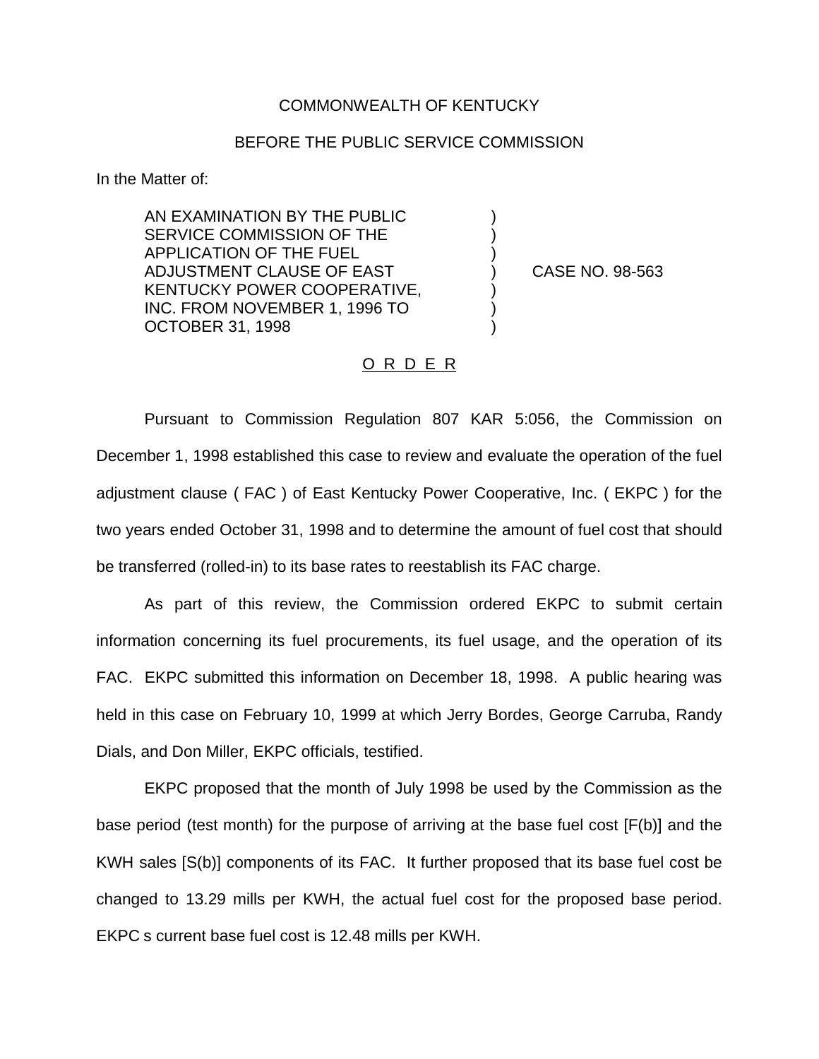COMMONWEALTH OF KENTUCKY

BEFORE THE PUBLIC SERVICE COMMISSION

In the Matter of:

AN EXAMINATION BY THE PUBLIC SERVICE COMMISSION OF THE APPLICATION OF THE FUEL ADJUSTMENT CLAUSE OF EAST KENTUCKY POWER COOPERATIVE, INC. FROM NOVEMBER 1, 1996 TO OCTOBER 31, 1998 ) CASE NO. 98-563

O R D E R

Pursuant to Commission Regulation 807 KAR 5:056, the Commission on December 1, 1998 established this case to review and evaluate the operation of the fuel adjustment clause ( FAC ) of East Kentucky Power Cooperative, Inc. ( EKPC ) for the two years ended October 31, 1998 and to determine the amount of fuel cost that should be transferred (rolled-in) to its base rates to reestablish its FAC charge.

As part of this review, the Commission ordered EKPC to submit certain information concerning its fuel procurements, its fuel usage, and the operation of its FAC. EKPC submitted this information on December 18, 1998. A public hearing was held in this case on February 10, 1999 at which Jerry Bordes, George Carruba, Randy Dials, and Don Miller, EKPC officials, testified.

EKPC proposed that the month of July 1998 be used by the Commission as the base period (test month) for the purpose of arriving at the base fuel cost [F(b)] and the KWH sales [S(b)] components of its FAC. It further proposed that its base fuel cost be changed to 13.29 mills per KWH, the actual fuel cost for the proposed base period. EKPC s current base fuel cost is 12.48 mills per KWH.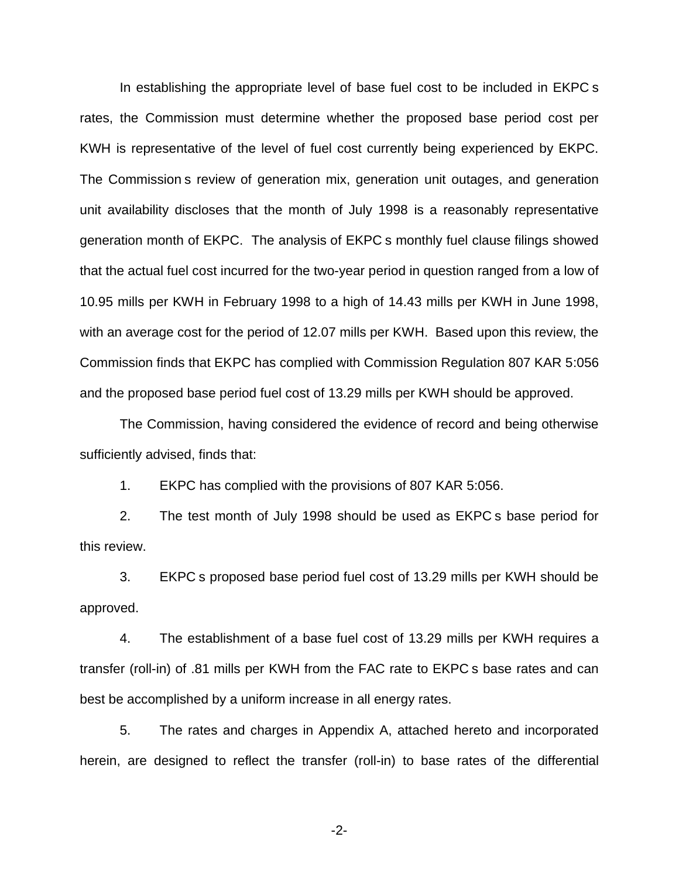In establishing the appropriate level of base fuel cost to be included in EKPC s rates, the Commission must determine whether the proposed base period cost per KWH is representative of the level of fuel cost currently being experienced by EKPC. The Commission s review of generation mix, generation unit outages, and generation unit availability discloses that the month of July 1998 is a reasonably representative generation month of EKPC. The analysis of EKPC s monthly fuel clause filings showed that the actual fuel cost incurred for the two-year period in question ranged from a low of 10.95 mills per KWH in February 1998 to a high of 14.43 mills per KWH in June 1998, with an average cost for the period of 12.07 mills per KWH. Based upon this review, the Commission finds that EKPC has complied with Commission Regulation 807 KAR 5:056 and the proposed base period fuel cost of 13.29 mills per KWH should be approved.

The Commission, having considered the evidence of record and being otherwise sufficiently advised, finds that:

1. EKPC has complied with the provisions of 807 KAR 5:056.

2. The test month of July 1998 should be used as EKPC s base period for this review.

3. EKPC s proposed base period fuel cost of 13.29 mills per KWH should be approved.

4. The establishment of a base fuel cost of 13.29 mills per KWH requires a transfer (roll-in) of .81 mills per KWH from the FAC rate to EKPC s base rates and can best be accomplished by a uniform increase in all energy rates.

5. The rates and charges in Appendix A, attached hereto and incorporated herein, are designed to reflect the transfer (roll-in) to base rates of the differential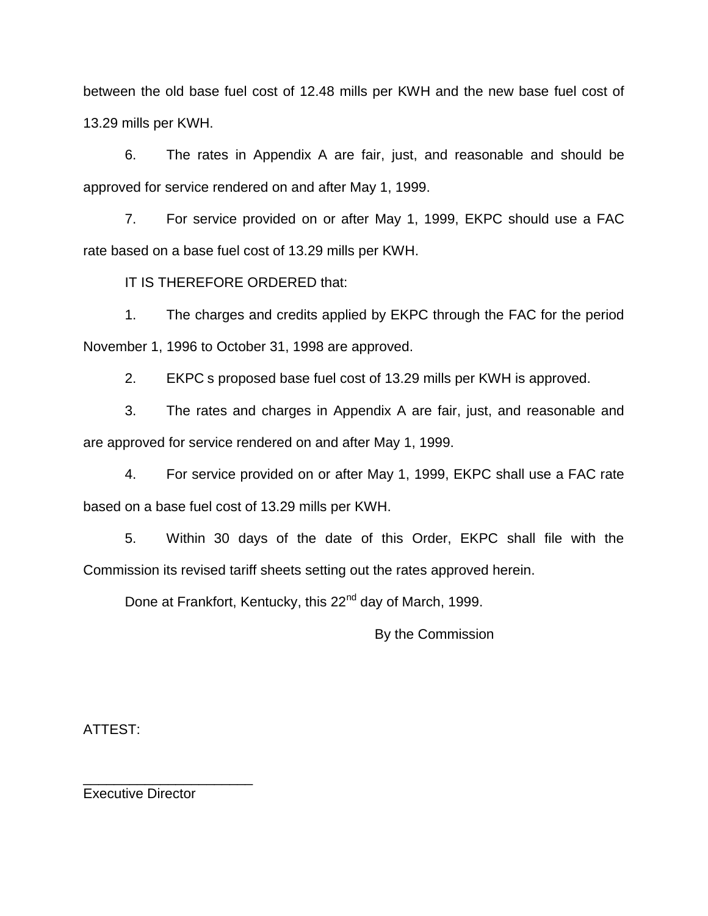between the old base fuel cost of 12.48 mills per KWH and the new base fuel cost of 13.29 mills per KWH.

6. The rates in Appendix A are fair, just, and reasonable and should be approved for service rendered on and after May 1, 1999.

7. For service provided on or after May 1, 1999, EKPC should use a FAC rate based on a base fuel cost of 13.29 mills per KWH.

IT IS THEREFORE ORDERED that:

1. The charges and credits applied by EKPC through the FAC for the period November 1, 1996 to October 31, 1998 are approved.

2. EKPC s proposed base fuel cost of 13.29 mills per KWH is approved.

3. The rates and charges in Appendix A are fair, just, and reasonable and are approved for service rendered on and after May 1, 1999.

4. For service provided on or after May 1, 1999, EKPC shall use a FAC rate based on a base fuel cost of 13.29 mills per KWH.

5. Within 30 days of the date of this Order, EKPC shall file with the Commission its revised tariff sheets setting out the rates approved herein.

Done at Frankfort, Kentucky, this 22nd day of March, 1999.

By the Commission

ATTEST:

______________________
Executive Director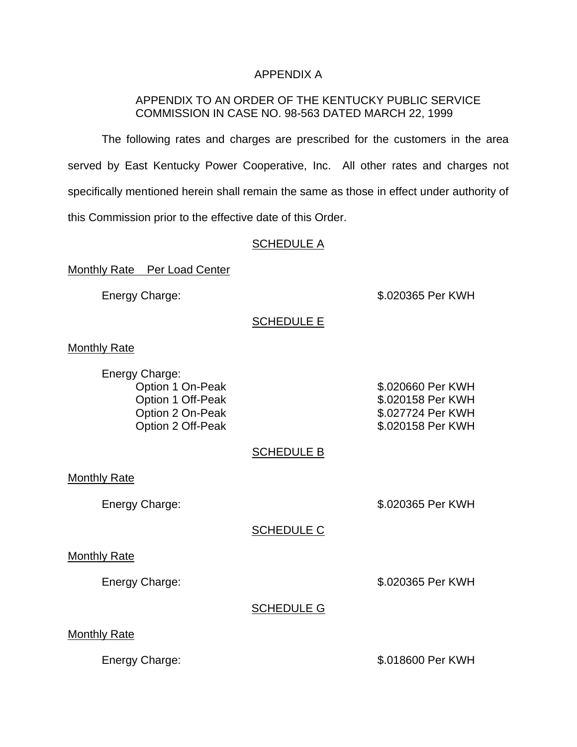APPENDIX A

APPENDIX TO AN ORDER OF THE KENTUCKY PUBLIC SERVICE COMMISSION IN CASE NO. 98-563 DATED MARCH 22, 1999

The following rates and charges are prescribed for the customers in the area served by East Kentucky Power Cooperative, Inc. All other rates and charges not specifically mentioned herein shall remain the same as those in effect under authority of this Commission prior to the effective date of this Order.

SCHEDULE A

Monthly Rate Per Load Center

Energy Charge: $.020365 Per KWH

SCHEDULE E

Monthly Rate

Energy Charge:

| | |
|---|---|
| Option 1 On-Peak | $.020660 Per KWH |
| Option 1 Off-Peak | $.020158 Per KWH |
| Option 2 On-Peak | $.027724 Per KWH |
| Option 2 Off-Peak | $.020158 Per KWH |

SCHEDULE B

Monthly Rate

Energy Charge: $.020365 Per KWH

SCHEDULE C

Monthly Rate

Energy Charge: $.020365 Per KWH

SCHEDULE G

Monthly Rate

Energy Charge: $.018600 Per KWH